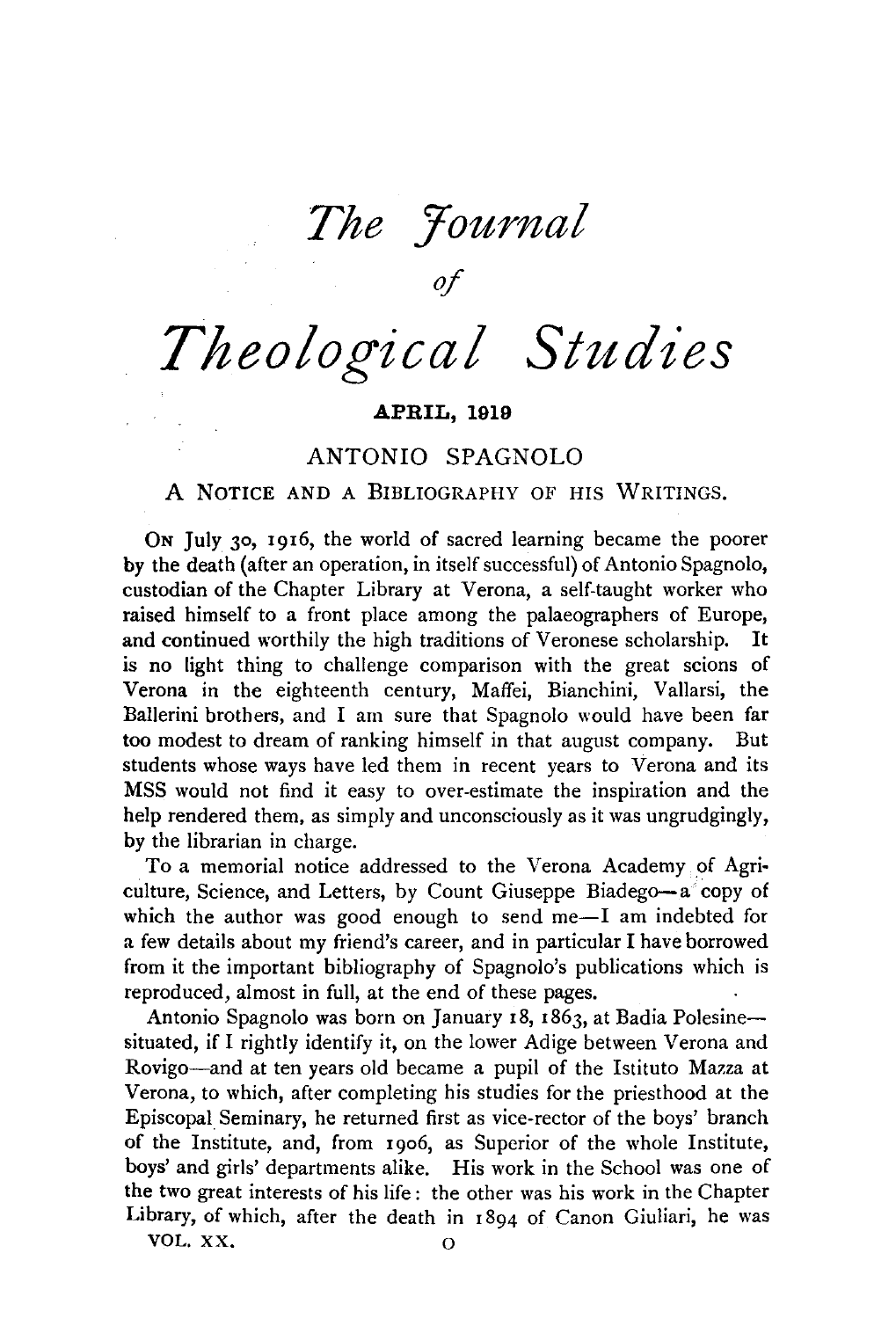# *The Journal of Theological Studies*

**APRIL, 1919**

## ANTONIO SPAGNOLO

### A NOTICE AND A BIBLIOGRAPHY OF HIS WRITINGS.

ON July 30, 1916, the world of sacred learning became the poorer by the death (after an operation, in itself successful) of Antonio Spagnolo, custodian of the Chapter Library at Verona, a self-taught worker who raised himself to a front place among the palaeographers of Europe, and continued worthily the high traditions of Veronese scholarship. It is no light thing to challenge comparison with the great scions of Verona in the eighteenth century, Maffei, Bianchini, Vallarsi, the Ballerini brothers, and I am sure that Spagnolo would have been far too modest to dream of ranking himself in that august company. But students whose ways have led them in recent years to Verona and its MSS would not find it easy to over-estimate the inspiration and the help rendered them, as simply and unconsciously as it was ungrudgingly, by the librarian in charge.

To a memorial notice addressed to the Verona Academy of Agriculture, Science, and Letters, by Count Giuseppe Biadego—a copy of which the author was good enough to send me—I am indebted for a few details about my friend's career, and in particular I have borrowed from it the important bibliography of Spagnolo's publications which is reproduced, almost in full, at the end of these pages.

Antonio Spagnolo was born on January 18, 1863, at Badia Polesine—situated, if I rightly identify it, on the lower Adige between Verona and Rovigo—and at ten years old became a pupil of the Istituto Mazza at Verona, to which, after completing his studies for the priesthood at the Episcopal Seminary, he returned first as vice-rector of the boys' branch of the Institute, and, from 1906, as Superior of the whole Institute, boys' and girls' departments alike. His work in the School was one of the two great interests of his life: the other was his work in the Chapter Library, of which, after the death in 1894 of Canon Giuliari, he was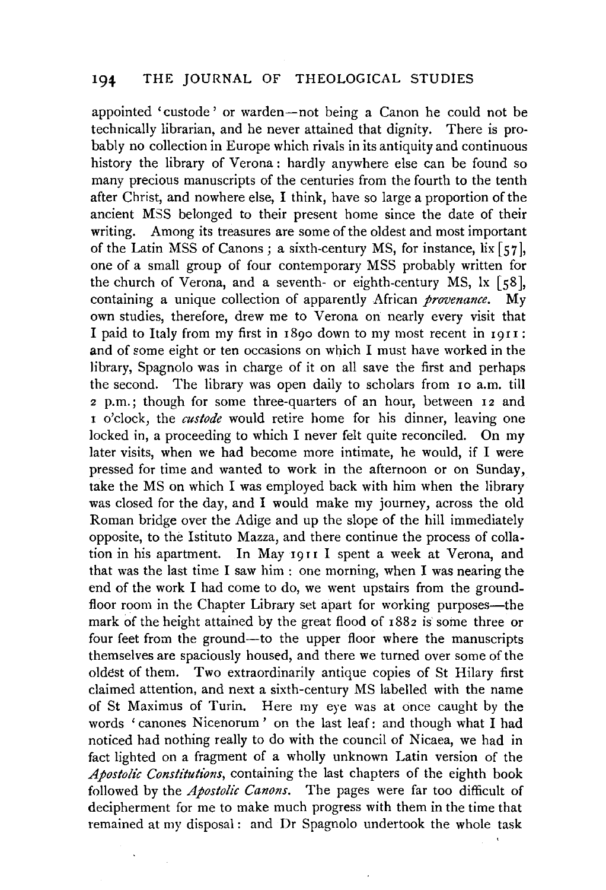appointed 'custode' or warden—not being a Canon he could not be technically librarian, and he never attained that dignity. There is probably no collection in Europe which rivals in its antiquity and continuous history the library of Verona: hardly anywhere else can be found so many precious manuscripts of the centuries from the fourth to the tenth after Christ, and nowhere else, I think, have so large a proportion of the ancient MSS belonged to their present home since the date of their writing. Among its treasures are some of the oldest and most important of the Latin MSS of Canons; a sixth-century MS, for instance, lix [57], one of a small group of four contemporary MSS probably written for the church of Verona, and a seventh- or eighth-century MS, lx [58], containing a unique collection of apparently African *provenance*. My own studies, therefore, drew me to Verona on nearly every visit that I paid to Italy from my first in 1890 down to my most recent in 1911: and of some eight or ten occasions on which I must have worked in the library, Spagnolo was in charge of it on all save the first and perhaps the second. The library was open daily to scholars from 10 a.m. till 2 p.m.; though for some three-quarters of an hour, between 12 and 1 o'clock, the *custode* would retire home for his dinner, leaving one locked in, a proceeding to which I never felt quite reconciled. On my later visits, when we had become more intimate, he would, if I were pressed for time and wanted to work in the afternoon or on Sunday, take the MS on which I was employed back with him when the library was closed for the day, and I would make my journey, across the old Roman bridge over the Adige and up the slope of the hill immediately opposite, to the Istituto Mazza, and there continue the process of collation in his apartment. In May 1911 I spent a week at Verona, and that was the last time I saw him: one morning, when I was nearing the end of the work I had come to do, we went upstairs from the ground-floor room in the Chapter Library set apart for working purposes—the mark of the height attained by the great flood of 1882 is some three or four feet from the ground—to the upper floor where the manuscripts themselves are spaciously housed, and there we turned over some of the oldest of them. Two extraordinarily antique copies of St Hilary first claimed attention, and next a sixth-century MS labelled with the name of St Maximus of Turin. Here my eye was at once caught by the words 'canones Nicenorum' on the last leaf: and though what I had noticed had nothing really to do with the council of Nicaea, we had in fact lighted on a fragment of a wholly unknown Latin version of the *Apostolic Constitutions*, containing the last chapters of the eighth book followed by the *Apostolic Canons*. The pages were far too difficult of decipherment for me to make much progress with them in the time that remained at my disposal: and Dr Spagnolo undertook the whole task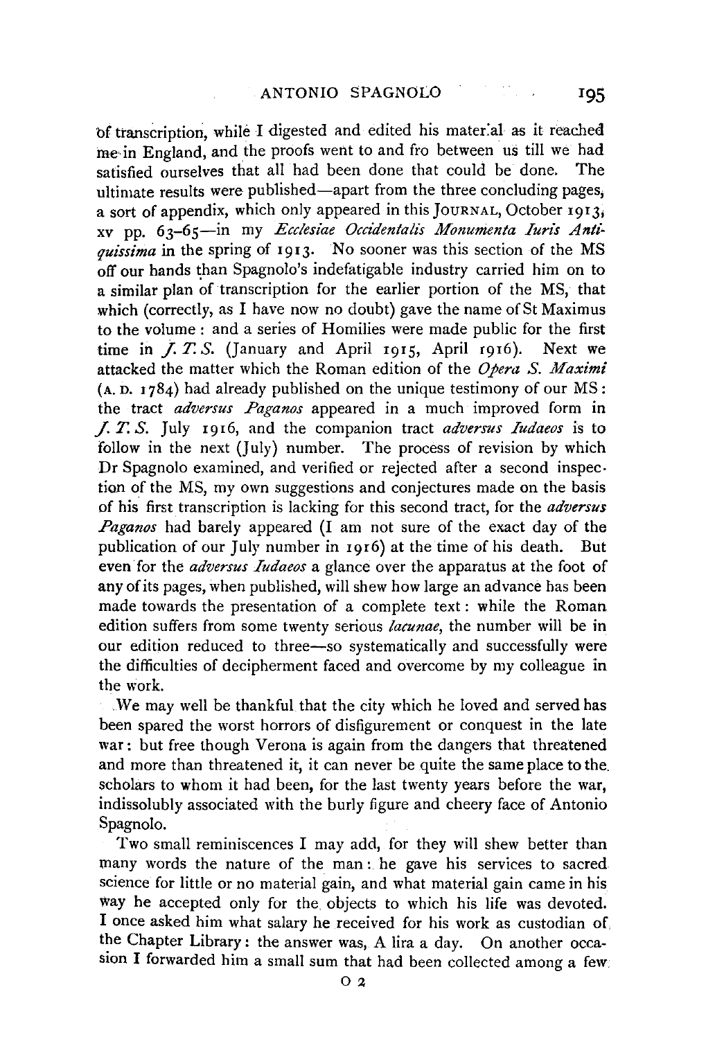of transcription, while I digested and edited his material as it reached me in England, and the proofs went to and fro between us till we had satisfied ourselves that all had been done that could be done. The ultimate results were published—apart from the three concluding pages, a sort of appendix, which only appeared in this JOURNAL, October 1913, xv pp. 63–65—in my *Ecclesiae Occidentalis Monumenta Iuris Antiquissima* in the spring of 1913. No sooner was this section of the MS off our hands than Spagnolo's indefatigable industry carried him on to a similar plan of transcription for the earlier portion of the MS, that which (correctly, as I have now no doubt) gave the name of St Maximus to the volume: and a series of Homilies were made public for the first time in *J. T. S.* (January and April 1915, April 1916). Next we attacked the matter which the Roman edition of the *Opera S. Maximi* (A. D. 1784) had already published on the unique testimony of our MS: the tract *adversus Paganos* appeared in a much improved form in *J. T. S.* July 1916, and the companion tract *adversus Iudaeos* is to follow in the next (July) number. The process of revision by which Dr Spagnolo examined, and verified or rejected after a second inspection of the MS, my own suggestions and conjectures made on the basis of his first transcription is lacking for this second tract, for the *adversus Paganos* had barely appeared (I am not sure of the exact day of the publication of our July number in 1916) at the time of his death. But even for the *adversus Iudaeos* a glance over the apparatus at the foot of any of its pages, when published, will shew how large an advance has been made towards the presentation of a complete text: while the Roman edition suffers from some twenty serious *lacunae*, the number will be in our edition reduced to three—so systematically and successfully were the difficulties of decipherment faced and overcome by my colleague in the work.

We may well be thankful that the city which he loved and served has been spared the worst horrors of disfigurement or conquest in the late war: but free though Verona is again from the dangers that threatened and more than threatened it, it can never be quite the same place to the scholars to whom it had been, for the last twenty years before the war, indissolubly associated with the burly figure and cheery face of Antonio Spagnolo.

Two small reminiscences I may add, for they will shew better than many words the nature of the man: he gave his services to sacred science for little or no material gain, and what material gain came in his way he accepted only for the objects to which his life was devoted. I once asked him what salary he received for his work as custodian of the Chapter Library: the answer was, A lira a day. On another occasion I forwarded him a small sum that had been collected among a few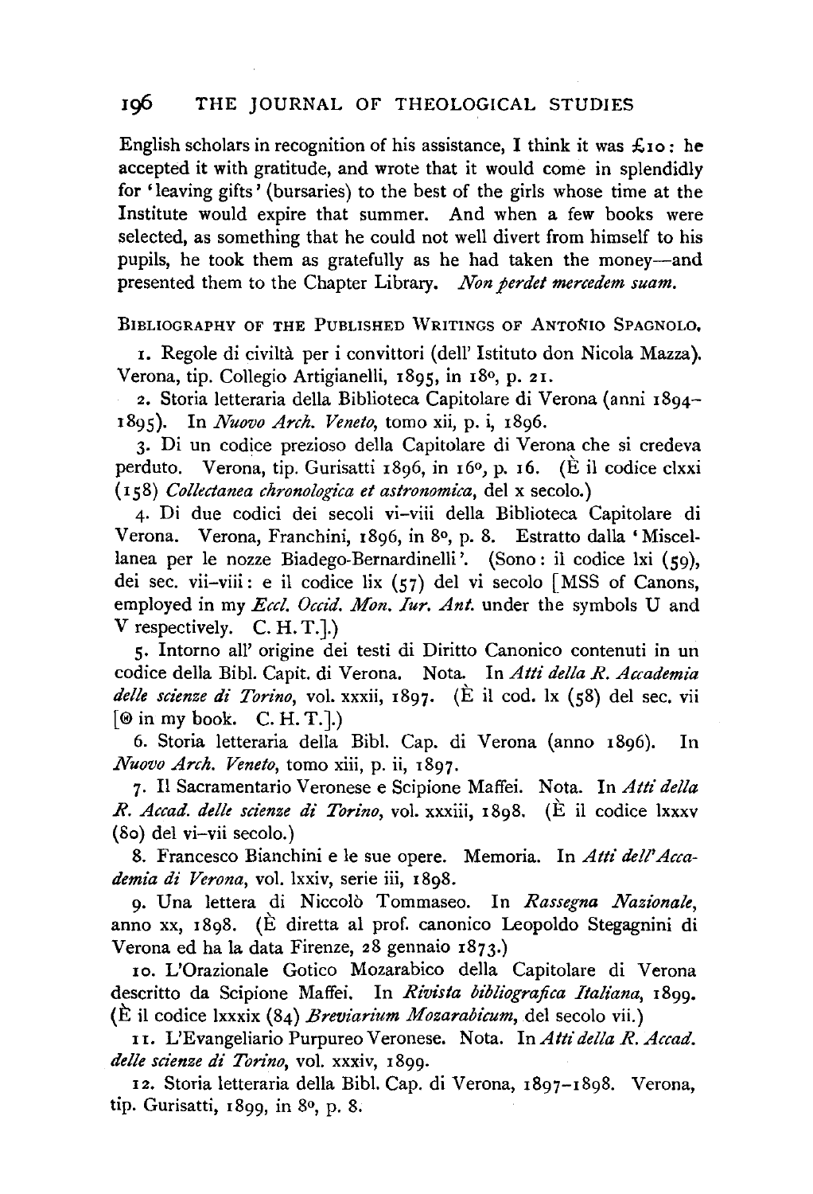English scholars in recognition of his assistance, I think it was £10: he accepted it with gratitude, and wrote that it would come in splendidly for 'leaving gifts' (bursaries) to the best of the girls whose time at the Institute would expire that summer. And when a few books were selected, as something that he could not well divert from himself to his pupils, he took them as gratefully as he had taken the money—and presented them to the Chapter Library. *Non perdet mercedem suam.*

Bibliography of the Published Writings of Antonio Spagnolo.

1. Regole di civiltà per i convittori (dell' Istituto don Nicola Mazza). Verona, tip. Collegio Artigianelli, 1895, in 18°, p. 21.

2. Storia letteraria della Biblioteca Capitolare di Verona (anni 1894–1895). In *Nuovo Arch. Veneto*, tomo xii, p. i, 1896.

3. Di un codice prezioso della Capitolare di Verona che si credeva perduto. Verona, tip. Gurisatti 1896, in 16°, p. 16. (È il codice clxxi (158) *Collectanea chronologica et astronomica*, del x secolo.)

4. Di due codici dei secoli vi–viii della Biblioteca Capitolare di Verona. Verona, Franchini, 1896, in 8°, p. 8. Estratto dalla 'Miscellanea per le nozze Biadego-Bernardinelli'. (Sono: il codice lxi (59), dei sec. vii–viii: e il codice lix (57) del vi secolo [MSS of Canons, employed in my *Eccl. Occid. Mon. Iur. Ant.* under the symbols U and V respectively. C. H. T.].)

5. Intorno all' origine dei testi di Diritto Canonico contenuti in un codice della Bibl. Capit. di Verona. Nota. In *Atti della R. Accademia delle scienze di Torino*, vol. xxxii, 1897. (È il cod. lx (58) del sec. vii [Θ in my book. C. H. T.].)

6. Storia letteraria della Bibl. Cap. di Verona (anno 1896). In *Nuovo Arch. Veneto*, tomo xiii, p. ii, 1897.

7. Il Sacramentario Veronese e Scipione Maffei. Nota. In *Atti della R. Accad. delle scienze di Torino*, vol. xxxiii, 1898. (È il codice lxxxv (80) del vi–vii secolo.)

8. Francesco Bianchini e le sue opere. Memoria. In *Atti dell'Accademia di Verona*, vol. lxxiv, serie iii, 1898.

9. Una lettera di Niccolò Tommaseo. In *Rassegna Nazionale*, anno xx, 1898. (È diretta al prof. canonico Leopoldo Stegagnini di Verona ed ha la data Firenze, 28 gennaio 1873.)

10. L'Orazionale Gotico Mozarabico della Capitolare di Verona descritto da Scipione Maffei. In *Rivista bibliografica Italiana*, 1899. (È il codice lxxxix (84) *Breviarium Mozarabicum*, del secolo vii.)

11. L'Evangeliario Purpureo Veronese. Nota. In *Atti della R. Accad. delle scienze di Torino*, vol. xxxiv, 1899.

12. Storia letteraria della Bibl. Cap. di Verona, 1897–1898. Verona, tip. Gurisatti, 1899, in 8°, p. 8.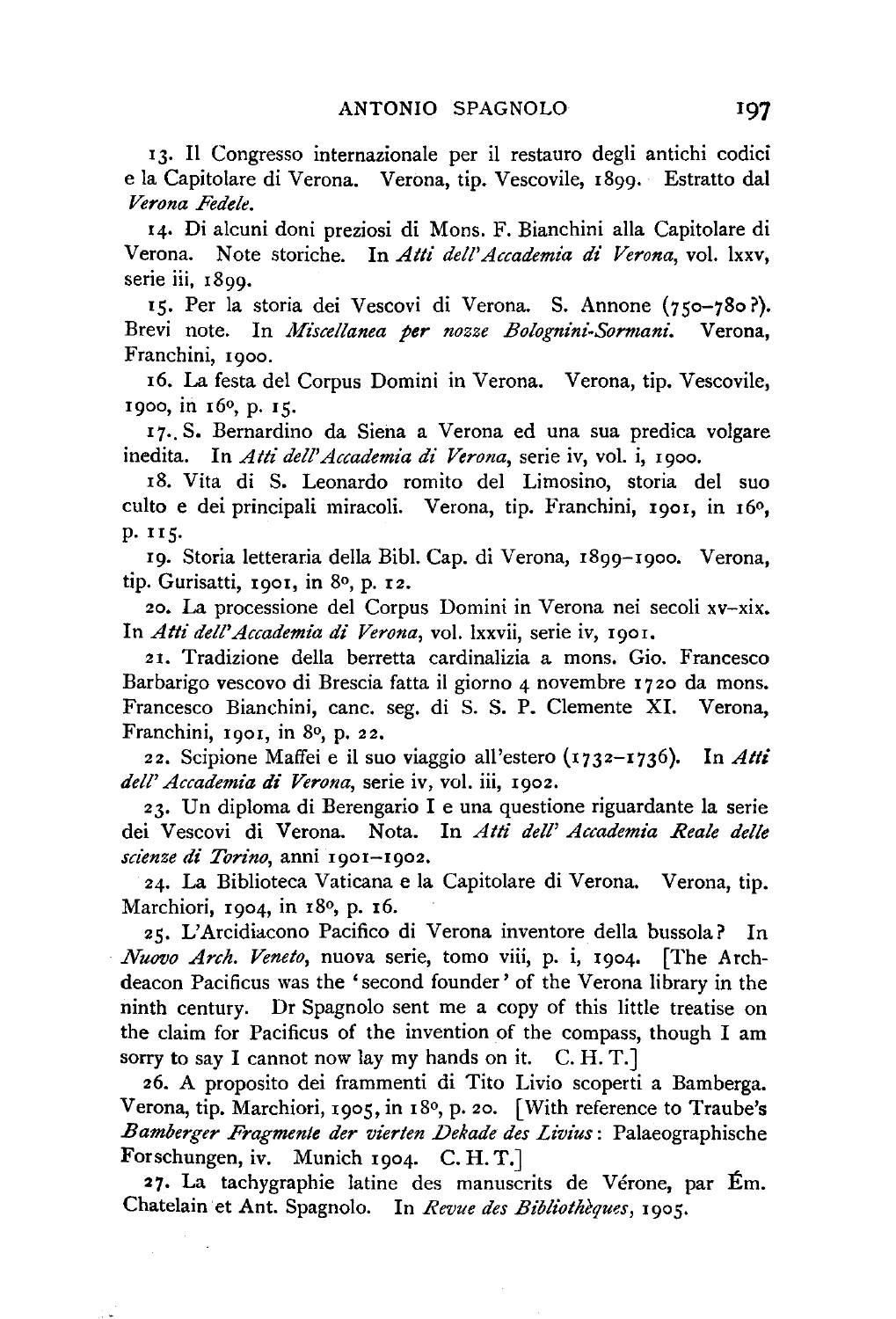13. Il Congresso internazionale per il restauro degli antichi codici e la Capitolare di Verona. Verona, tip. Vescovile, 1899. Estratto dal *Verona Fedele*.

14. Di alcuni doni preziosi di Mons. F. Bianchini alla Capitolare di Verona. Note storiche. In *Atti dell'Accademia di Verona*, vol. lxxv, serie iii, 1899.

15. Per la storia dei Vescovi di Verona. S. Annone (750–780?). Brevi note. In *Miscellanea per nozze Bolognini-Sormani*. Verona, Franchini, 1900.

16. La festa del Corpus Domini in Verona. Verona, tip. Vescovile, 1900, in 16°, p. 15.

17. S. Bernardino da Siena a Verona ed una sua predica volgare inedita. In *Atti dell'Accademia di Verona*, serie iv, vol. i, 1900.

18. Vita di S. Leonardo romito del Limosino, storia del suo culto e dei principali miracoli. Verona, tip. Franchini, 1901, in 16°, p. 115.

19. Storia letteraria della Bibl. Cap. di Verona, 1899–1900. Verona, tip. Gurisatti, 1901, in 8°, p. 12.

20. La processione del Corpus Domini in Verona nei secoli xv–xix. In *Atti dell'Accademia di Verona*, vol. lxxvii, serie iv, 1901.

21. Tradizione della berretta cardinalizia a mons. Gio. Francesco Barbarigo vescovo di Brescia fatta il giorno 4 novembre 1720 da mons. Francesco Bianchini, canc. seg. di S. S. P. Clemente XI. Verona, Franchini, 1901, in 8°, p. 22.

22. Scipione Maffei e il suo viaggio all'estero (1732–1736). In *Atti dell' Accademia di Verona*, serie iv, vol. iii, 1902.

23. Un diploma di Berengario I e una questione riguardante la serie dei Vescovi di Verona. Nota. In *Atti dell' Accademia Reale delle scienze di Torino*, anni 1901–1902.

24. La Biblioteca Vaticana e la Capitolare di Verona. Verona, tip. Marchiori, 1904, in 18°, p. 16.

25. L'Arcidiacono Pacifico di Verona inventore della bussola? In *Nuovo Arch. Veneto*, nuova serie, tomo viii, p. i, 1904. [The Archdeacon Pacificus was the 'second founder' of the Verona library in the ninth century. Dr Spagnolo sent me a copy of this little treatise on the claim for Pacificus of the invention of the compass, though I am sorry to say I cannot now lay my hands on it. C. H. T.]

26. A proposito dei frammenti di Tito Livio scoperti a Bamberga. Verona, tip. Marchiori, 1905, in 18°, p. 20. [With reference to Traube's *Bamberger Fragmente der vierten Dekade des Livius*: Palaeographische Forschungen, iv. Munich 1904. C. H. T.]

27. La tachygraphie latine des manuscrits de Vérone, par Ém. Chatelain et Ant. Spagnolo. In *Revue des Bibliothèques*, 1905.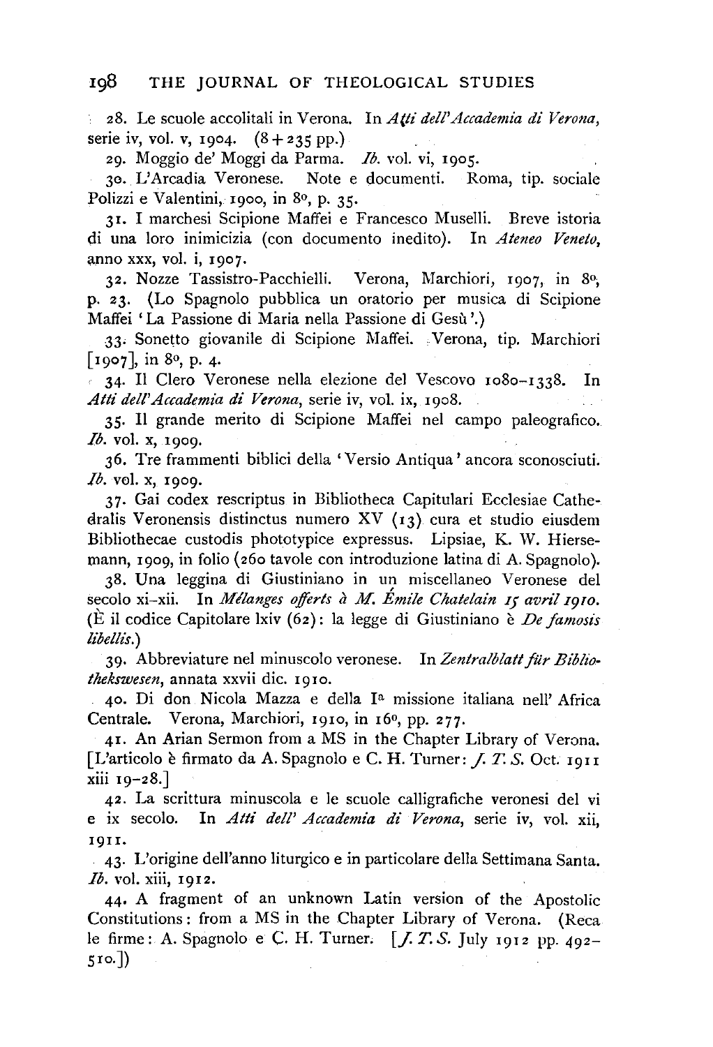28. Le scuole accolitali in Verona. In *Atti dell'Accademia di Verona*, serie iv, vol. v, 1904. (8 + 235 pp.)

29. Moggio de' Moggi da Parma. *Ib.* vol. vi, 1905.

30. L'Arcadia Veronese. Note e documenti. Roma, tip. sociale Polizzi e Valentini, 1900, in 8°, p. 35.

31. I marchesi Scipione Maffei e Francesco Muselli. Breve istoria di una loro inimicizia (con documento inedito). In *Ateneo Veneto*, anno xxx, vol. i, 1907.

32. Nozze Tassistro-Pacchielli. Verona, Marchiori, 1907, in 8°, p. 23. (Lo Spagnolo pubblica un oratorio per musica di Scipione Maffei 'La Passione di Maria nella Passione di Gesù'.)

33. Sonetto giovanile di Scipione Maffei. Verona, tip. Marchiori [1907], in 8°, p. 4.

34. Il Clero Veronese nella elezione del Vescovo 1080–1338. In *Atti dell'Accademia di Verona*, serie iv, vol. ix, 1908.

35. Il grande merito di Scipione Maffei nel campo paleografico. *Ib.* vol. x, 1909.

36. Tre frammenti biblici della 'Versio Antiqua' ancora sconosciuti. *Ib.* vol. x, 1909.

37. Gai codex rescriptus in Bibliotheca Capitulari Ecclesiae Cathedralis Veronensis distinctus numero XV (13) cura et studio eiusdem Bibliothecae custodis phototypice expressus. Lipsiae, K. W. Hiersemann, 1909, in folio (260 tavole con introduzione latina di A. Spagnolo).

38. Una leggina di Giustiniano in un miscellaneo Veronese del secolo xi–xii. In *Mélanges offerts à M. Émile Chatelain 15 avril 1910.* (È il codice Capitolare lxiv (62): la legge di Giustiniano è *De famosis libellis.*)

39. Abbreviature nel minuscolo veronese. In *Zentralblatt für Bibliothekswesen*, annata xxvii dic. 1910.

40. Di don Nicola Mazza e della I[a] missione italiana nell' Africa Centrale. Verona, Marchiori, 1910, in 16°, pp. 277.

41. An Arian Sermon from a MS in the Chapter Library of Verona. [L'articolo è firmato da A. Spagnolo e C. H. Turner: *J. T. S.* Oct. 1911 xiii 19–28.]

42. La scrittura minuscola e le scuole calligrafiche veronesi del vi e ix secolo. In *Atti dell' Accademia di Verona*, serie iv, vol. xii, 1911.

43. L'origine dell'anno liturgico e in particolare della Settimana Santa. *Ib.* vol. xiii, 1912.

44. A fragment of an unknown Latin version of the Apostolic Constitutions: from a MS in the Chapter Library of Verona. (Reca le firme: A. Spagnolo e C. H. Turner. [*J. T. S.* July 1912 pp. 492–510.])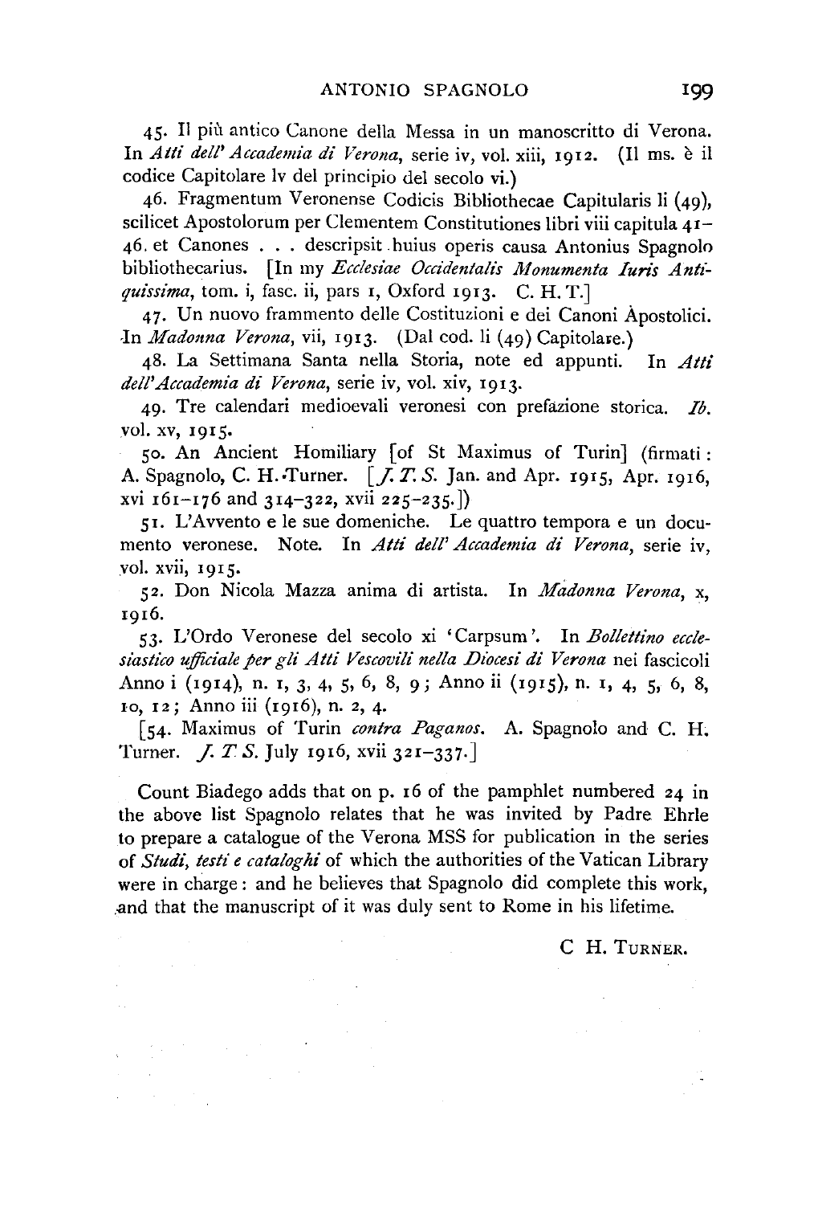45. Il più antico Canone della Messa in un manoscritto di Verona. In *Atti dell' Accademia di Verona*, serie iv, vol. xiii, 1912. (Il ms. è il codice Capitolare lv del principio del secolo vi.)

46. Fragmentum Veronense Codicis Bibliothecae Capitularis li (49), scilicet Apostolorum per Clementem Constitutiones libri viii capitula 41–46. et Canones . . . descripsit huius operis causa Antonius Spagnolo bibliothecarius. [In my *Ecclesiae Occidentalis Monumenta Iuris Antiquissima*, tom. i, fasc. ii, pars 1, Oxford 1913. C. H. T.]

47. Un nuovo frammento delle Costituzioni e dei Canoni Apostolici. In *Madonna Verona*, vii, 1913. (Dal cod. li (49) Capitolare.)

48. La Settimana Santa nella Storia, note ed appunti. In *Atti dell'Accademia di Verona*, serie iv, vol. xiv, 1913.

49. Tre calendari medioevali veronesi con prefazione storica. *Ib.* vol. xv, 1915.

50. An Ancient Homiliary [of St Maximus of Turin] (firmati: A. Spagnolo, C. H. Turner. [*J. T. S.* Jan. and Apr. 1915, Apr. 1916, xvi 161–176 and 314–322, xvii 225–235.])

51. L'Avvento e le sue domeniche. Le quattro tempora e un documento veronese. Note. In *Atti dell' Accademia di Verona*, serie iv, vol. xvii, 1915.

52. Don Nicola Mazza anima di artista. In *Madonna Verona*, x, 1916.

53. L'Ordo Veronese del secolo xi 'Carpsum'. In *Bollettino ecclesiastico ufficiale per gli Atti Vescovili nella Diocesi di Verona* nei fascicoli Anno i (1914), n. 1, 3, 4, 5, 6, 8, 9; Anno ii (1915), n. 1, 4, 5, 6, 8, 10, 12; Anno iii (1916), n. 2, 4.

[54. Maximus of Turin *contra Paganos*. A. Spagnolo and C. H. Turner. *J. T. S.* July 1916, xvii 321–337.]

Count Biadego adds that on p. 16 of the pamphlet numbered 24 in the above list Spagnolo relates that he was invited by Padre Ehrle to prepare a catalogue of the Verona MSS for publication in the series of *Studi, testi e cataloghi* of which the authorities of the Vatican Library were in charge: and he believes that Spagnolo did complete this work, and that the manuscript of it was duly sent to Rome in his lifetime.

C. H. TURNER.